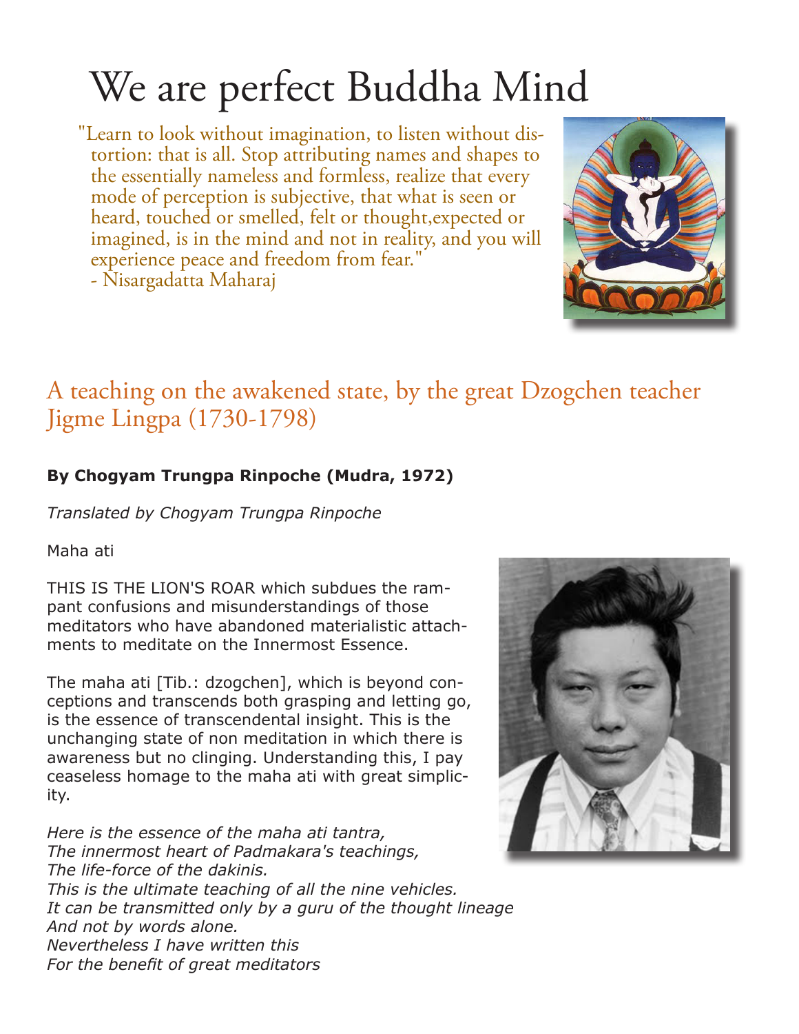# We are perfect Buddha Mind

"Learn to look without imagination, to listen without distortion: that is all. Stop attributing names and shapes to the essentially nameless and formless, realize that every mode of perception is subjective, that what is seen or heard, touched or smelled, felt or thought,expected or imagined, is in the mind and not in reality, and you will experience peace and freedom from fear."
- Nisargadatta Maharaj

## A teaching on the awakened state, by the great Dzogchen teacher Jigme Lingpa (1730-1798)

**By Chogyam Trungpa Rinpoche (Mudra, 1972)**

*Translated by Chogyam Trungpa Rinpoche*

Maha ati

THIS IS THE LION'S ROAR which subdues the rampant confusions and misunderstandings of those meditators who have abandoned materialistic attachments to meditate on the Innermost Essence.

The maha ati [Tib.: dzogchen], which is beyond conceptions and transcends both grasping and letting go, is the essence of transcendental insight. This is the unchanging state of non meditation in which there is awareness but no clinging. Understanding this, I pay ceaseless homage to the maha ati with great simplicity.

*Here is the essence of the maha ati tantra,*
*The innermost heart of Padmakara's teachings,*
*The life-force of the dakinis.*
*This is the ultimate teaching of all the nine vehicles.*
*It can be transmitted only by a guru of the thought lineage*
*And not by words alone.*
*Nevertheless I have written this*
*For the benefit of great meditators*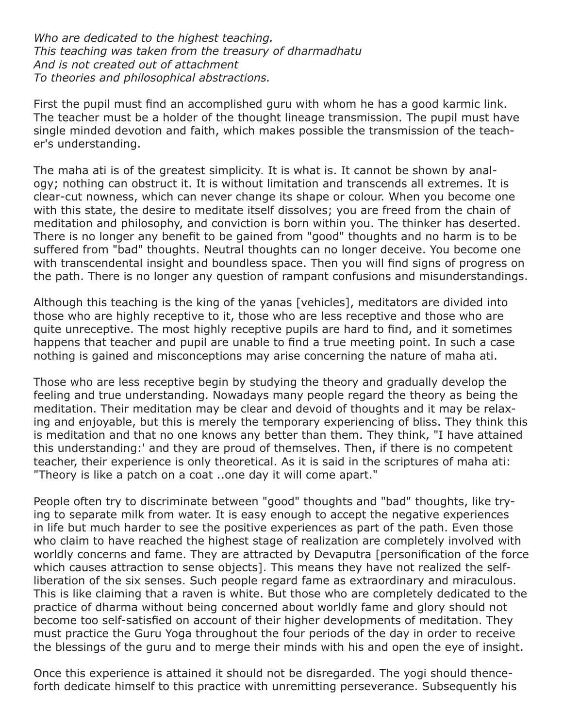*Who are dedicated to the highest teaching.*
*This teaching was taken from the treasury of dharmadhatu*
*And is not created out of attachment*
*To theories and philosophical abstractions.*

First the pupil must find an accomplished guru with whom he has a good karmic link. The teacher must be a holder of the thought lineage transmission. The pupil must have single minded devotion and faith, which makes possible the transmission of the teacher's understanding.

The maha ati is of the greatest simplicity. It is what is. It cannot be shown by analogy; nothing can obstruct it. It is without limitation and transcends all extremes. It is clear-cut nowness, which can never change its shape or colour. When you become one with this state, the desire to meditate itself dissolves; you are freed from the chain of meditation and philosophy, and conviction is born within you. The thinker has deserted. There is no longer any benefit to be gained from "good" thoughts and no harm is to be suffered from "bad" thoughts. Neutral thoughts can no longer deceive. You become one with transcendental insight and boundless space. Then you will find signs of progress on the path. There is no longer any question of rampant confusions and misunderstandings.

Although this teaching is the king of the yanas [vehicles], meditators are divided into those who are highly receptive to it, those who are less receptive and those who are quite unreceptive. The most highly receptive pupils are hard to find, and it sometimes happens that teacher and pupil are unable to find a true meeting point. In such a case nothing is gained and misconceptions may arise concerning the nature of maha ati.

Those who are less receptive begin by studying the theory and gradually develop the feeling and true understanding. Nowadays many people regard the theory as being the meditation. Their meditation may be clear and devoid of thoughts and it may be relaxing and enjoyable, but this is merely the temporary experiencing of bliss. They think this is meditation and that no one knows any better than them. They think, "I have attained this understanding:' and they are proud of themselves. Then, if there is no competent teacher, their experience is only theoretical. As it is said in the scriptures of maha ati: "Theory is like a patch on a coat ..one day it will come apart."

People often try to discriminate between "good" thoughts and "bad" thoughts, like trying to separate milk from water. It is easy enough to accept the negative experiences in life but much harder to see the positive experiences as part of the path. Even those who claim to have reached the highest stage of realization are completely involved with worldly concerns and fame. They are attracted by Devaputra [personification of the force which causes attraction to sense objects]. This means they have not realized the self-liberation of the six senses. Such people regard fame as extraordinary and miraculous. This is like claiming that a raven is white. But those who are completely dedicated to the practice of dharma without being concerned about worldly fame and glory should not become too self-satisfied on account of their higher developments of meditation. They must practice the Guru Yoga throughout the four periods of the day in order to receive the blessings of the guru and to merge their minds with his and open the eye of insight.

Once this experience is attained it should not be disregarded. The yogi should thenceforth dedicate himself to this practice with unremitting perseverance. Subsequently his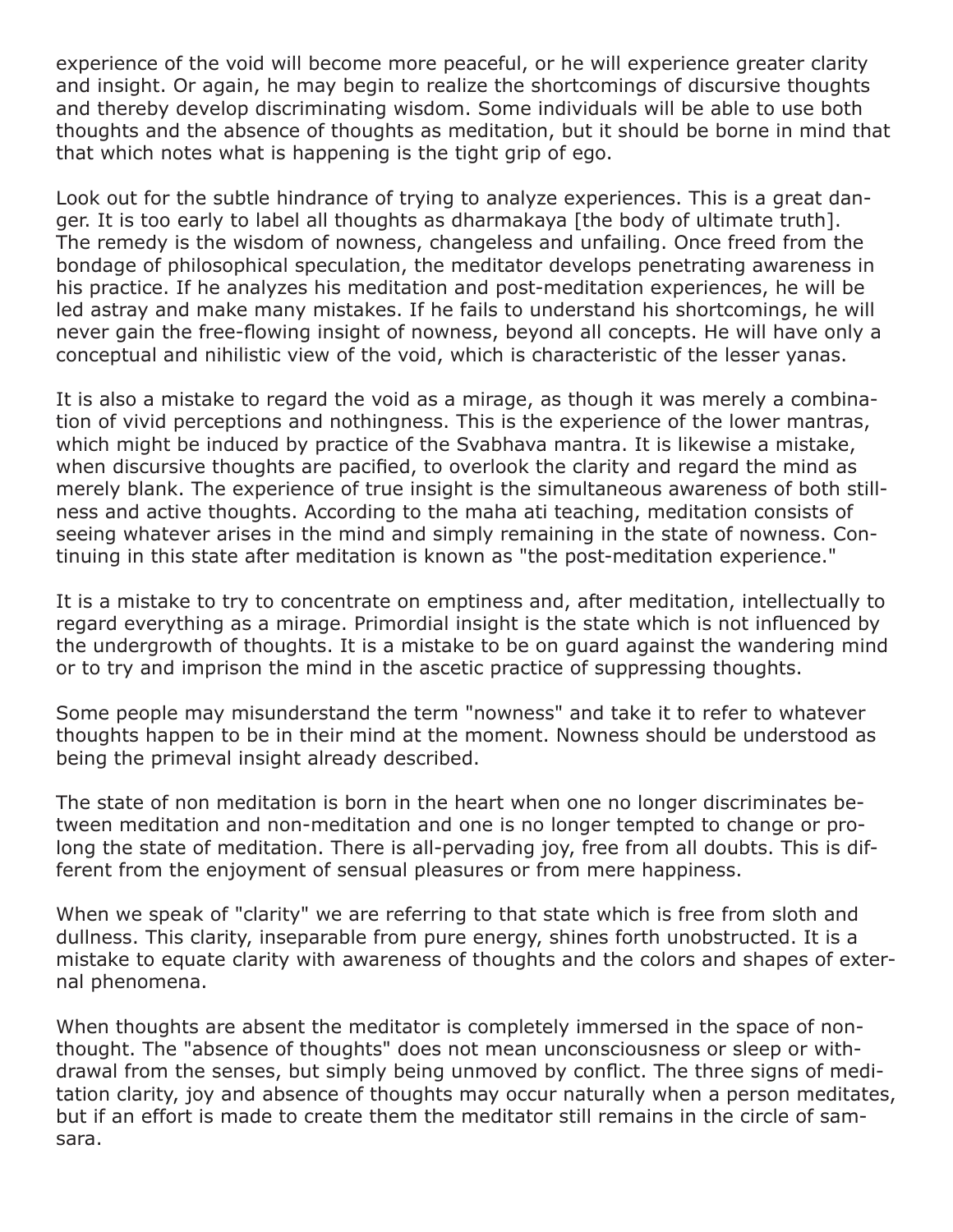experience of the void will become more peaceful, or he will experience greater clarity and insight. Or again, he may begin to realize the shortcomings of discursive thoughts and thereby develop discriminating wisdom. Some individuals will be able to use both thoughts and the absence of thoughts as meditation, but it should be borne in mind that that which notes what is happening is the tight grip of ego.

Look out for the subtle hindrance of trying to analyze experiences. This is a great danger. It is too early to label all thoughts as dharmakaya [the body of ultimate truth]. The remedy is the wisdom of nowness, changeless and unfailing. Once freed from the bondage of philosophical speculation, the meditator develops penetrating awareness in his practice. If he analyzes his meditation and post-meditation experiences, he will be led astray and make many mistakes. If he fails to understand his shortcomings, he will never gain the free-flowing insight of nowness, beyond all concepts. He will have only a conceptual and nihilistic view of the void, which is characteristic of the lesser yanas.

It is also a mistake to regard the void as a mirage, as though it was merely a combination of vivid perceptions and nothingness. This is the experience of the lower mantras, which might be induced by practice of the Svabhava mantra. It is likewise a mistake, when discursive thoughts are pacified, to overlook the clarity and regard the mind as merely blank. The experience of true insight is the simultaneous awareness of both stillness and active thoughts. According to the maha ati teaching, meditation consists of seeing whatever arises in the mind and simply remaining in the state of nowness. Continuing in this state after meditation is known as "the post-meditation experience."

It is a mistake to try to concentrate on emptiness and, after meditation, intellectually to regard everything as a mirage. Primordial insight is the state which is not influenced by the undergrowth of thoughts. It is a mistake to be on guard against the wandering mind or to try and imprison the mind in the ascetic practice of suppressing thoughts.

Some people may misunderstand the term "nowness" and take it to refer to whatever thoughts happen to be in their mind at the moment. Nowness should be understood as being the primeval insight already described.

The state of non meditation is born in the heart when one no longer discriminates between meditation and non-meditation and one is no longer tempted to change or prolong the state of meditation. There is all-pervading joy, free from all doubts. This is different from the enjoyment of sensual pleasures or from mere happiness.

When we speak of "clarity" we are referring to that state which is free from sloth and dullness. This clarity, inseparable from pure energy, shines forth unobstructed. It is a mistake to equate clarity with awareness of thoughts and the colors and shapes of external phenomena.

When thoughts are absent the meditator is completely immersed in the space of non-thought. The "absence of thoughts" does not mean unconsciousness or sleep or withdrawal from the senses, but simply being unmoved by conflict. The three signs of meditation clarity, joy and absence of thoughts may occur naturally when a person meditates, but if an effort is made to create them the meditator still remains in the circle of samsara.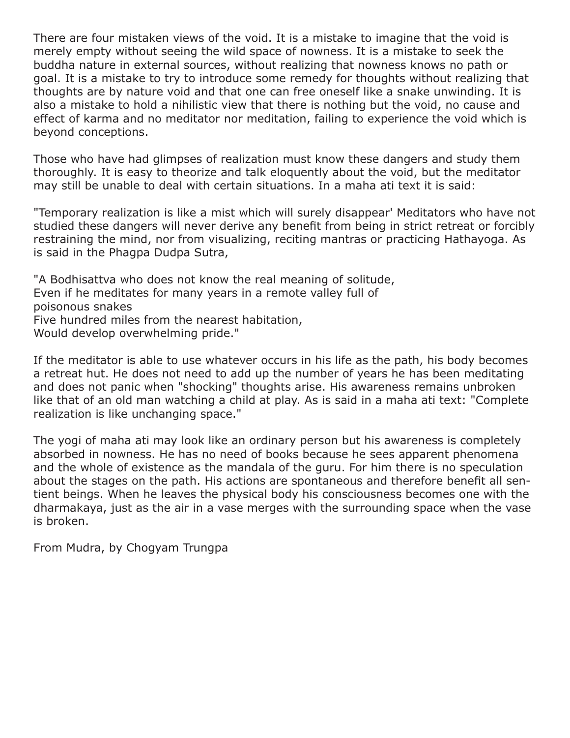There are four mistaken views of the void. It is a mistake to imagine that the void is merely empty without seeing the wild space of nowness. It is a mistake to seek the buddha nature in external sources, without realizing that nowness knows no path or goal. It is a mistake to try to introduce some remedy for thoughts without realizing that thoughts are by nature void and that one can free oneself like a snake unwinding. It is also a mistake to hold a nihilistic view that there is nothing but the void, no cause and effect of karma and no meditator nor meditation, failing to experience the void which is beyond conceptions.

Those who have had glimpses of realization must know these dangers and study them thoroughly. It is easy to theorize and talk eloquently about the void, but the meditator may still be unable to deal with certain situations. In a maha ati text it is said:

"Temporary realization is like a mist which will surely disappear' Meditators who have not studied these dangers will never derive any benefit from being in strict retreat or forcibly restraining the mind, nor from visualizing, reciting mantras or practicing Hathayoga. As is said in the Phagpa Dudpa Sutra,

"A Bodhisattva who does not know the real meaning of solitude,
Even if he meditates for many years in a remote valley full of
poisonous snakes
Five hundred miles from the nearest habitation,
Would develop overwhelming pride."

If the meditator is able to use whatever occurs in his life as the path, his body becomes a retreat hut. He does not need to add up the number of years he has been meditating and does not panic when "shocking" thoughts arise. His awareness remains unbroken like that of an old man watching a child at play. As is said in a maha ati text: "Complete realization is like unchanging space."

The yogi of maha ati may look like an ordinary person but his awareness is completely absorbed in nowness. He has no need of books because he sees apparent phenomena and the whole of existence as the mandala of the guru. For him there is no speculation about the stages on the path. His actions are spontaneous and therefore benefit all sentient beings. When he leaves the physical body his consciousness becomes one with the dharmakaya, just as the air in a vase merges with the surrounding space when the vase is broken.

From Mudra, by Chogyam Trungpa